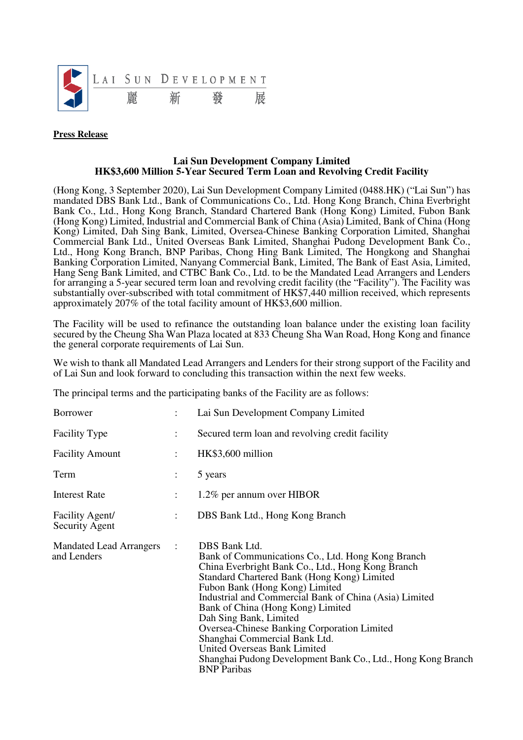LAI SUN DEVELOPMENT
麗 新 發 展

**Press Release**

**Lai Sun Development Company Limited**
**HK$3,600 Million 5-Year Secured Term Loan and Revolving Credit Facility**

(Hong Kong, 3 September 2020), Lai Sun Development Company Limited (0488.HK) ("Lai Sun") has mandated DBS Bank Ltd., Bank of Communications Co., Ltd. Hong Kong Branch, China Everbright Bank Co., Ltd., Hong Kong Branch, Standard Chartered Bank (Hong Kong) Limited, Fubon Bank (Hong Kong) Limited, Industrial and Commercial Bank of China (Asia) Limited, Bank of China (Hong Kong) Limited, Dah Sing Bank, Limited, Oversea-Chinese Banking Corporation Limited, Shanghai Commercial Bank Ltd., United Overseas Bank Limited, Shanghai Pudong Development Bank Co., Ltd., Hong Kong Branch, BNP Paribas, Chong Hing Bank Limited, The Hongkong and Shanghai Banking Corporation Limited, Nanyang Commercial Bank, Limited, The Bank of East Asia, Limited, Hang Seng Bank Limited, and CTBC Bank Co., Ltd. to be the Mandated Lead Arrangers and Lenders for arranging a 5-year secured term loan and revolving credit facility (the "Facility"). The Facility was substantially over-subscribed with total commitment of HK$7,440 million received, which represents approximately 207% of the total facility amount of HK$3,600 million.

The Facility will be used to refinance the outstanding loan balance under the existing loan facility secured by the Cheung Sha Wan Plaza located at 833 Cheung Sha Wan Road, Hong Kong and finance the general corporate requirements of Lai Sun.

We wish to thank all Mandated Lead Arrangers and Lenders for their strong support of the Facility and of Lai Sun and look forward to concluding this transaction within the next few weeks.

The principal terms and the participating banks of the Facility are as follows:

| | | |
|---|---|---|
| Borrower | : | Lai Sun Development Company Limited |
| Facility Type | : | Secured term loan and revolving credit facility |
| Facility Amount | : | HK$3,600 million |
| Term | : | 5 years |
| Interest Rate | : | 1.2% per annum over HIBOR |
| Facility Agent/ Security Agent | : | DBS Bank Ltd., Hong Kong Branch |
| Mandated Lead Arrangers and Lenders | : | DBS Bank Ltd.<br>Bank of Communications Co., Ltd. Hong Kong Branch<br>China Everbright Bank Co., Ltd., Hong Kong Branch<br>Standard Chartered Bank (Hong Kong) Limited<br>Fubon Bank (Hong Kong) Limited<br>Industrial and Commercial Bank of China (Asia) Limited<br>Bank of China (Hong Kong) Limited<br>Dah Sing Bank, Limited<br>Oversea-Chinese Banking Corporation Limited<br>Shanghai Commercial Bank Ltd.<br>United Overseas Bank Limited<br>Shanghai Pudong Development Bank Co., Ltd., Hong Kong Branch<br>BNP Paribas |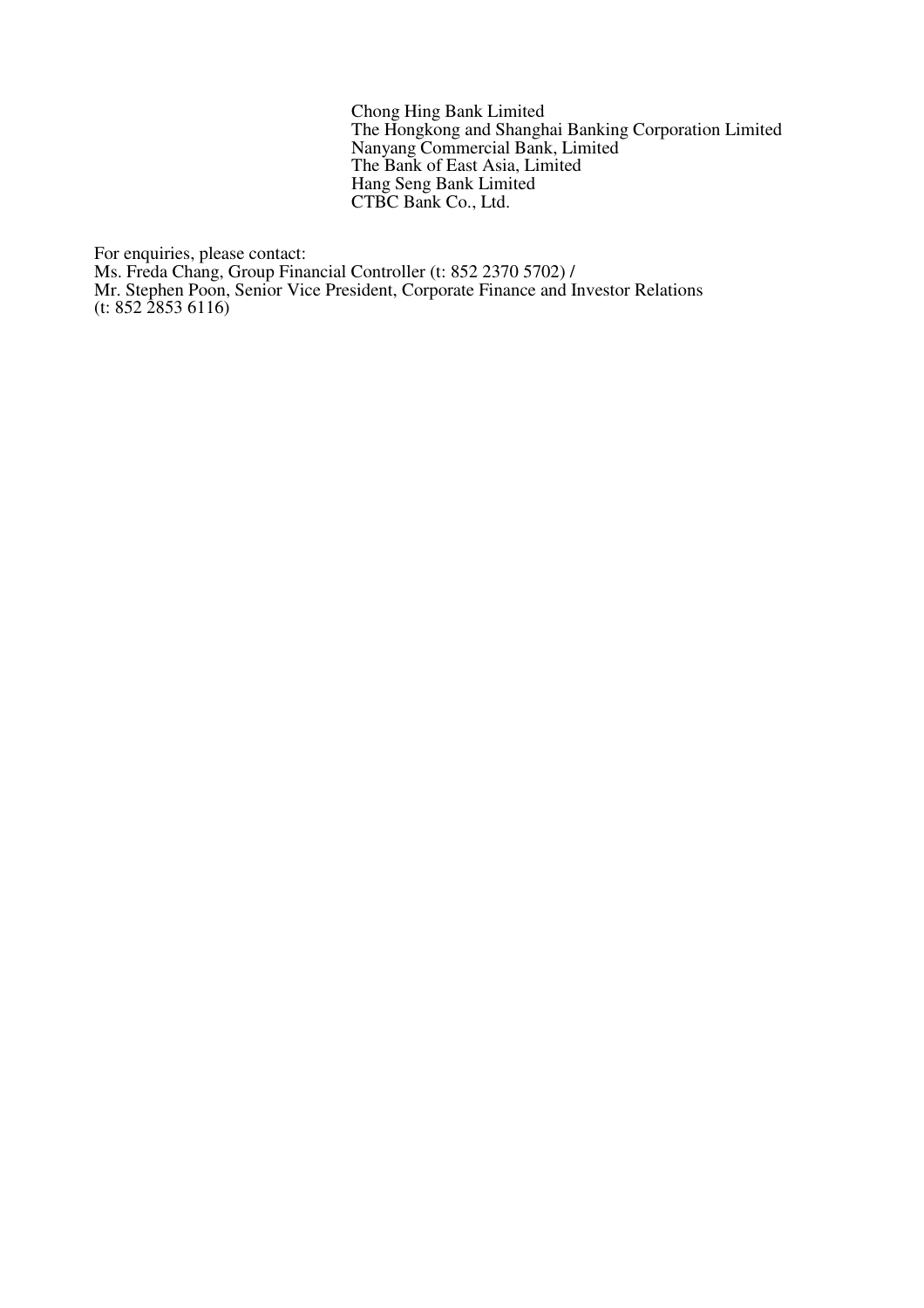Chong Hing Bank Limited  
The Hongkong and Shanghai Banking Corporation Limited  
Nanyang Commercial Bank, Limited  
The Bank of East Asia, Limited  
Hang Seng Bank Limited  
CTBC Bank Co., Ltd.

For enquiries, please contact:  
Ms. Freda Chang, Group Financial Controller (t: 852 2370 5702) /  
Mr. Stephen Poon, Senior Vice President, Corporate Finance and Investor Relations  
(t: 852 2853 6116)